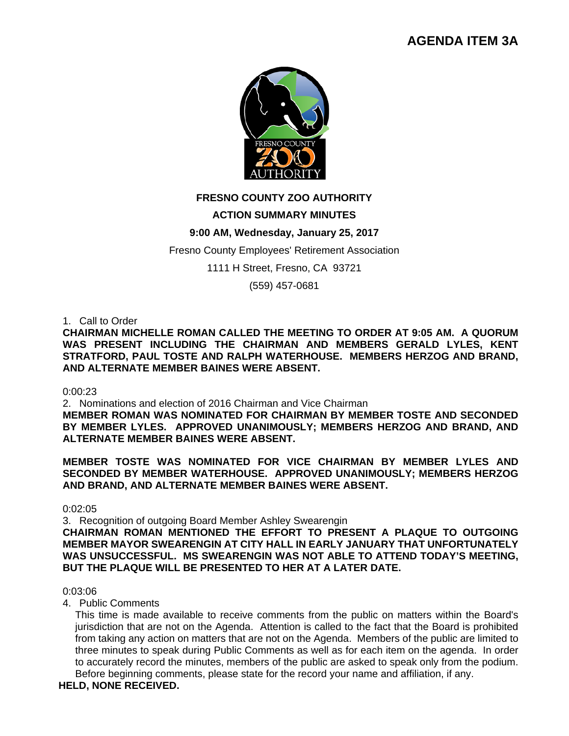**AGENDA ITEM 3A**

**FRESNO COUNTY ZOO AUTHORITY**

**ACTION SUMMARY MINUTES**

**9:00 AM, Wednesday, January 25, 2017**

Fresno County Employees' Retirement Association

1111 H Street, Fresno, CA 93721

(559) 457-0681

1. Call to Order

**CHAIRMAN MICHELLE ROMAN CALLED THE MEETING TO ORDER AT 9:05 AM. A QUORUM WAS PRESENT INCLUDING THE CHAIRMAN AND MEMBERS GERALD LYLES, KENT STRATFORD, PAUL TOSTE AND RALPH WATERHOUSE. MEMBERS HERZOG AND BRAND, AND ALTERNATE MEMBER BAINES WERE ABSENT.**

0:00:23

2. Nominations and election of 2016 Chairman and Vice Chairman

**MEMBER ROMAN WAS NOMINATED FOR CHAIRMAN BY MEMBER TOSTE AND SECONDED BY MEMBER LYLES. APPROVED UNANIMOUSLY; MEMBERS HERZOG AND BRAND, AND ALTERNATE MEMBER BAINES WERE ABSENT.**

**MEMBER TOSTE WAS NOMINATED FOR VICE CHAIRMAN BY MEMBER LYLES AND SECONDED BY MEMBER WATERHOUSE. APPROVED UNANIMOUSLY; MEMBERS HERZOG AND BRAND, AND ALTERNATE MEMBER BAINES WERE ABSENT.**

0:02:05

3. Recognition of outgoing Board Member Ashley Swearengin

**CHAIRMAN ROMAN MENTIONED THE EFFORT TO PRESENT A PLAQUE TO OUTGOING MEMBER MAYOR SWEARENGIN AT CITY HALL IN EARLY JANUARY THAT UNFORTUNATELY WAS UNSUCCESSFUL. MS SWEARENGIN WAS NOT ABLE TO ATTEND TODAY'S MEETING, BUT THE PLAQUE WILL BE PRESENTED TO HER AT A LATER DATE.**

0:03:06

4. Public Comments

This time is made available to receive comments from the public on matters within the Board's jurisdiction that are not on the Agenda. Attention is called to the fact that the Board is prohibited from taking any action on matters that are not on the Agenda. Members of the public are limited to three minutes to speak during Public Comments as well as for each item on the agenda. In order to accurately record the minutes, members of the public are asked to speak only from the podium. Before beginning comments, please state for the record your name and affiliation, if any.

**HELD, NONE RECEIVED.**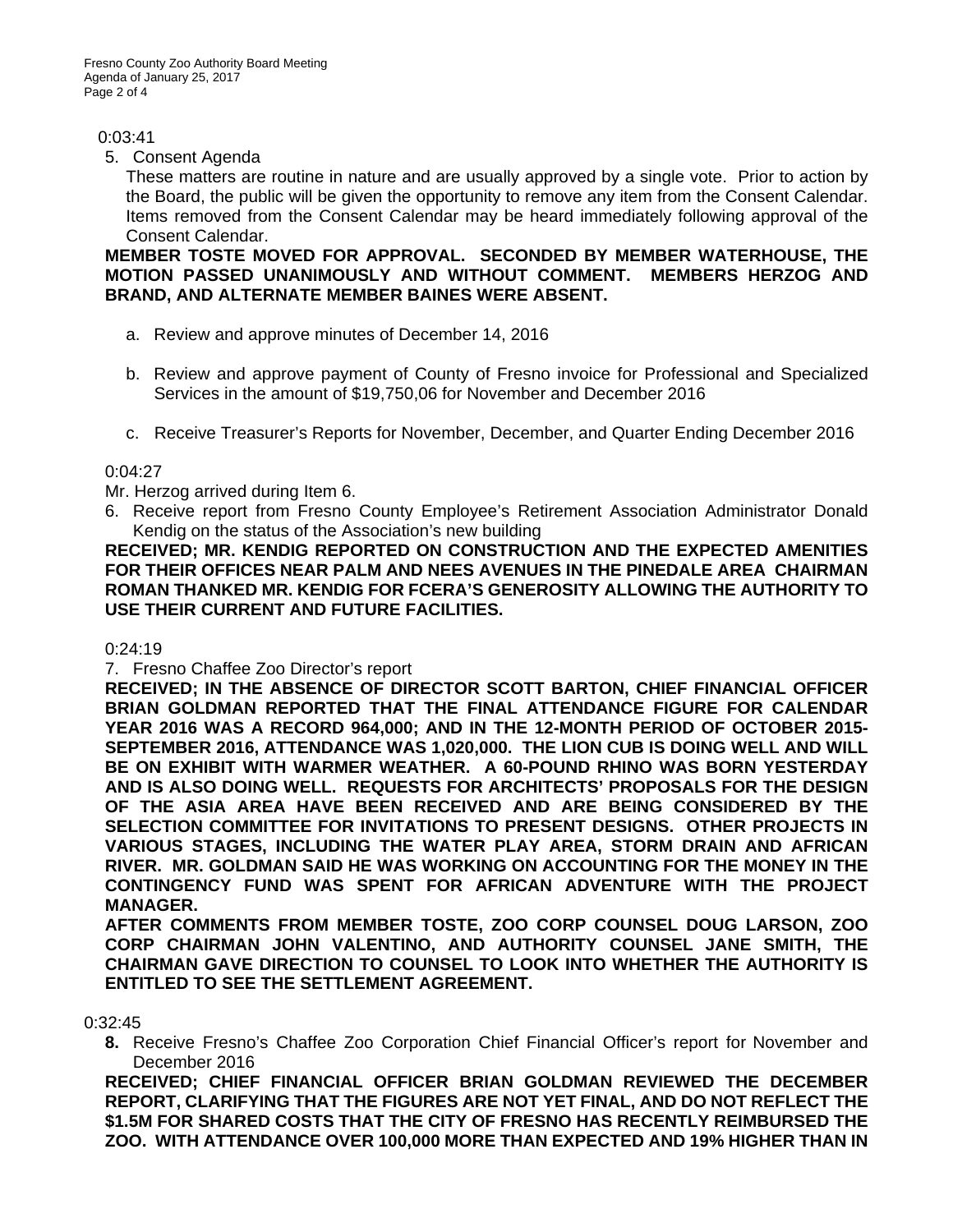0:03:41

5. Consent Agenda

   These matters are routine in nature and are usually approved by a single vote. Prior to action by the Board, the public will be given the opportunity to remove any item from the Consent Calendar. Items removed from the Consent Calendar may be heard immediately following approval of the Consent Calendar.

**MEMBER TOSTE MOVED FOR APPROVAL. SECONDED BY MEMBER WATERHOUSE, THE MOTION PASSED UNANIMOUSLY AND WITHOUT COMMENT. MEMBERS HERZOG AND BRAND, AND ALTERNATE MEMBER BAINES WERE ABSENT.**

   a. Review and approve minutes of December 14, 2016

   b. Review and approve payment of County of Fresno invoice for Professional and Specialized Services in the amount of $19,750,06 for November and December 2016

   c. Receive Treasurer's Reports for November, December, and Quarter Ending December 2016

0:04:27

Mr. Herzog arrived during Item 6.

6. Receive report from Fresno County Employee's Retirement Association Administrator Donald Kendig on the status of the Association's new building

**RECEIVED; MR. KENDIG REPORTED ON CONSTRUCTION AND THE EXPECTED AMENITIES FOR THEIR OFFICES NEAR PALM AND NEES AVENUES IN THE PINEDALE AREA CHAIRMAN ROMAN THANKED MR. KENDIG FOR FCERA'S GENEROSITY ALLOWING THE AUTHORITY TO USE THEIR CURRENT AND FUTURE FACILITIES.**

0:24:19

7. Fresno Chaffee Zoo Director's report

**RECEIVED; IN THE ABSENCE OF DIRECTOR SCOTT BARTON, CHIEF FINANCIAL OFFICER BRIAN GOLDMAN REPORTED THAT THE FINAL ATTENDANCE FIGURE FOR CALENDAR YEAR 2016 WAS A RECORD 964,000; AND IN THE 12-MONTH PERIOD OF OCTOBER 2015-SEPTEMBER 2016, ATTENDANCE WAS 1,020,000. THE LION CUB IS DOING WELL AND WILL BE ON EXHIBIT WITH WARMER WEATHER. A 60-POUND RHINO WAS BORN YESTERDAY AND IS ALSO DOING WELL. REQUESTS FOR ARCHITECTS' PROPOSALS FOR THE DESIGN OF THE ASIA AREA HAVE BEEN RECEIVED AND ARE BEING CONSIDERED BY THE SELECTION COMMITTEE FOR INVITATIONS TO PRESENT DESIGNS. OTHER PROJECTS IN VARIOUS STAGES, INCLUDING THE WATER PLAY AREA, STORM DRAIN AND AFRICAN RIVER. MR. GOLDMAN SAID HE WAS WORKING ON ACCOUNTING FOR THE MONEY IN THE CONTINGENCY FUND WAS SPENT FOR AFRICAN ADVENTURE WITH THE PROJECT MANAGER.**

**AFTER COMMENTS FROM MEMBER TOSTE, ZOO CORP COUNSEL DOUG LARSON, ZOO CORP CHAIRMAN JOHN VALENTINO, AND AUTHORITY COUNSEL JANE SMITH, THE CHAIRMAN GAVE DIRECTION TO COUNSEL TO LOOK INTO WHETHER THE AUTHORITY IS ENTITLED TO SEE THE SETTLEMENT AGREEMENT.**

0:32:45

**8.** Receive Fresno's Chaffee Zoo Corporation Chief Financial Officer's report for November and December 2016

**RECEIVED; CHIEF FINANCIAL OFFICER BRIAN GOLDMAN REVIEWED THE DECEMBER REPORT, CLARIFYING THAT THE FIGURES ARE NOT YET FINAL, AND DO NOT REFLECT THE $1.5M FOR SHARED COSTS THAT THE CITY OF FRESNO HAS RECENTLY REIMBURSED THE ZOO. WITH ATTENDANCE OVER 100,000 MORE THAN EXPECTED AND 19% HIGHER THAN IN**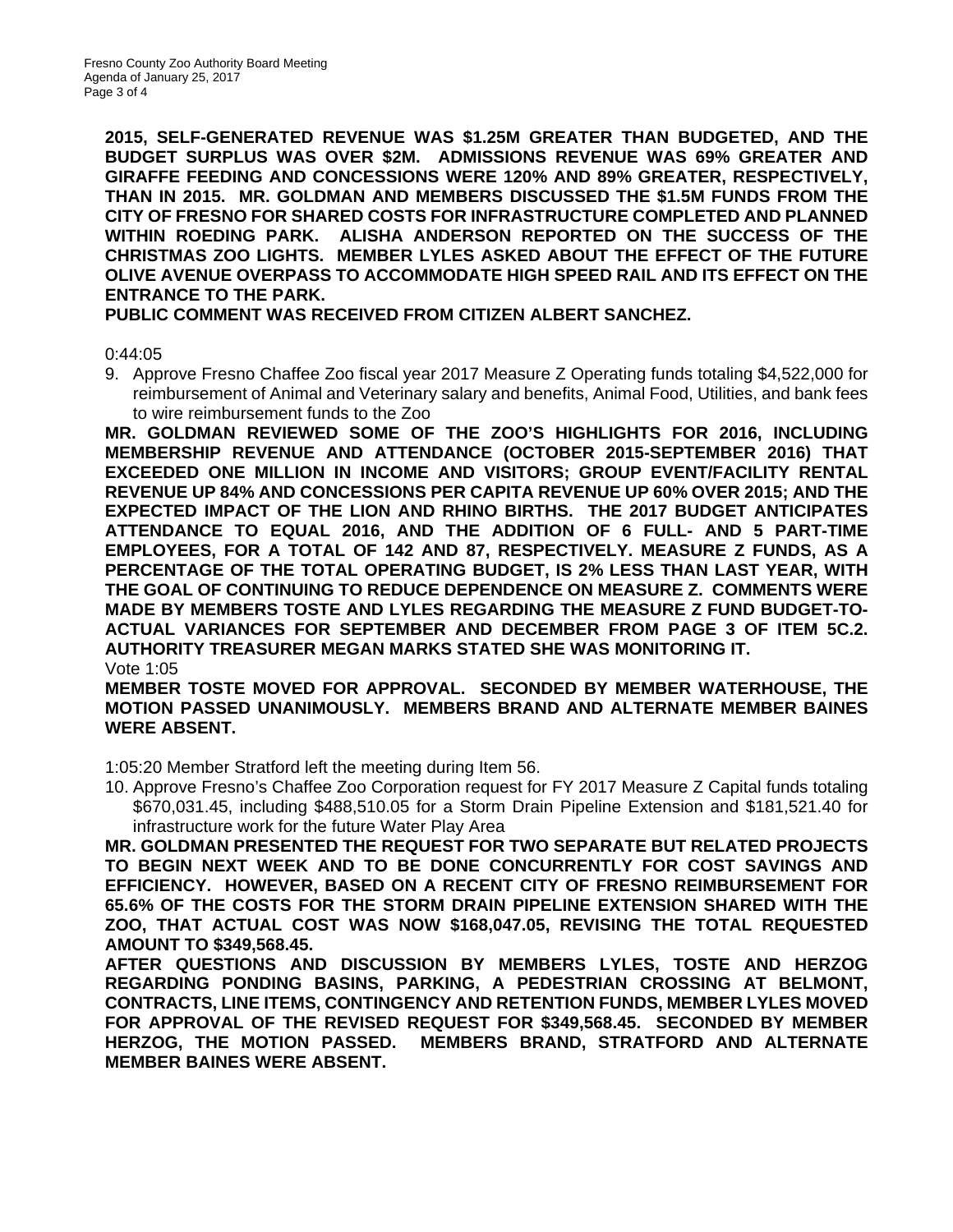**2015, SELF-GENERATED REVENUE WAS $1.25M GREATER THAN BUDGETED, AND THE BUDGET SURPLUS WAS OVER $2M. ADMISSIONS REVENUE WAS 69% GREATER AND GIRAFFE FEEDING AND CONCESSIONS WERE 120% AND 89% GREATER, RESPECTIVELY, THAN IN 2015. MR. GOLDMAN AND MEMBERS DISCUSSED THE $1.5M FUNDS FROM THE CITY OF FRESNO FOR SHARED COSTS FOR INFRASTRUCTURE COMPLETED AND PLANNED WITHIN ROEDING PARK. ALISHA ANDERSON REPORTED ON THE SUCCESS OF THE CHRISTMAS ZOO LIGHTS. MEMBER LYLES ASKED ABOUT THE EFFECT OF THE FUTURE OLIVE AVENUE OVERPASS TO ACCOMMODATE HIGH SPEED RAIL AND ITS EFFECT ON THE ENTRANCE TO THE PARK.**

**PUBLIC COMMENT WAS RECEIVED FROM CITIZEN ALBERT SANCHEZ.**

0:44:05

9. Approve Fresno Chaffee Zoo fiscal year 2017 Measure Z Operating funds totaling $4,522,000 for reimbursement of Animal and Veterinary salary and benefits, Animal Food, Utilities, and bank fees to wire reimbursement funds to the Zoo

**MR. GOLDMAN REVIEWED SOME OF THE ZOO'S HIGHLIGHTS FOR 2016, INCLUDING MEMBERSHIP REVENUE AND ATTENDANCE (OCTOBER 2015-SEPTEMBER 2016) THAT EXCEEDED ONE MILLION IN INCOME AND VISITORS; GROUP EVENT/FACILITY RENTAL REVENUE UP 84% AND CONCESSIONS PER CAPITA REVENUE UP 60% OVER 2015; AND THE EXPECTED IMPACT OF THE LION AND RHINO BIRTHS. THE 2017 BUDGET ANTICIPATES ATTENDANCE TO EQUAL 2016, AND THE ADDITION OF 6 FULL- AND 5 PART-TIME EMPLOYEES, FOR A TOTAL OF 142 AND 87, RESPECTIVELY. MEASURE Z FUNDS, AS A PERCENTAGE OF THE TOTAL OPERATING BUDGET, IS 2% LESS THAN LAST YEAR, WITH THE GOAL OF CONTINUING TO REDUCE DEPENDENCE ON MEASURE Z. COMMENTS WERE MADE BY MEMBERS TOSTE AND LYLES REGARDING THE MEASURE Z FUND BUDGET-TO-ACTUAL VARIANCES FOR SEPTEMBER AND DECEMBER FROM PAGE 3 OF ITEM 5C.2. AUTHORITY TREASURER MEGAN MARKS STATED SHE WAS MONITORING IT.**

Vote 1:05

**MEMBER TOSTE MOVED FOR APPROVAL. SECONDED BY MEMBER WATERHOUSE, THE MOTION PASSED UNANIMOUSLY. MEMBERS BRAND AND ALTERNATE MEMBER BAINES WERE ABSENT.**

1:05:20 Member Stratford left the meeting during Item 56.

10. Approve Fresno's Chaffee Zoo Corporation request for FY 2017 Measure Z Capital funds totaling $670,031.45, including $488,510.05 for a Storm Drain Pipeline Extension and $181,521.40 for infrastructure work for the future Water Play Area

**MR. GOLDMAN PRESENTED THE REQUEST FOR TWO SEPARATE BUT RELATED PROJECTS TO BEGIN NEXT WEEK AND TO BE DONE CONCURRENTLY FOR COST SAVINGS AND EFFICIENCY. HOWEVER, BASED ON A RECENT CITY OF FRESNO REIMBURSEMENT FOR 65.6% OF THE COSTS FOR THE STORM DRAIN PIPELINE EXTENSION SHARED WITH THE ZOO, THAT ACTUAL COST WAS NOW $168,047.05, REVISING THE TOTAL REQUESTED AMOUNT TO $349,568.45.**

**AFTER QUESTIONS AND DISCUSSION BY MEMBERS LYLES, TOSTE AND HERZOG REGARDING PONDING BASINS, PARKING, A PEDESTRIAN CROSSING AT BELMONT, CONTRACTS, LINE ITEMS, CONTINGENCY AND RETENTION FUNDS, MEMBER LYLES MOVED FOR APPROVAL OF THE REVISED REQUEST FOR $349,568.45. SECONDED BY MEMBER HERZOG, THE MOTION PASSED. MEMBERS BRAND, STRATFORD AND ALTERNATE MEMBER BAINES WERE ABSENT.**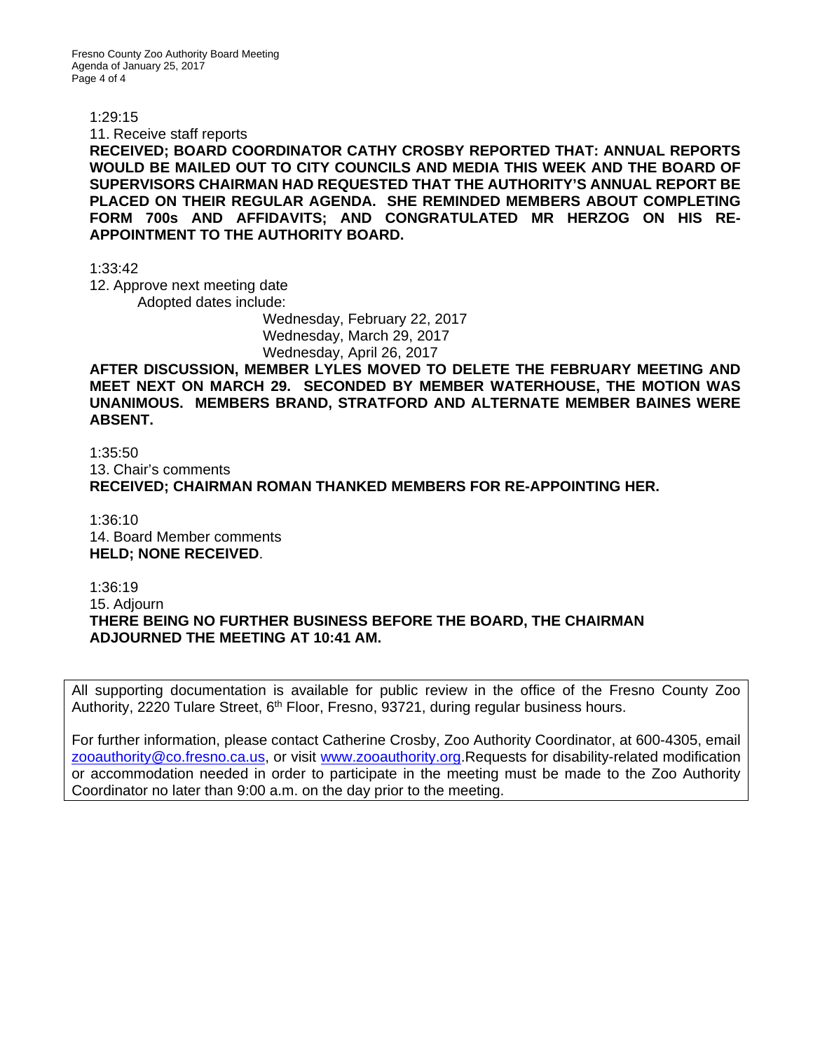1:29:15

11. Receive staff reports

**RECEIVED; BOARD COORDINATOR CATHY CROSBY REPORTED THAT: ANNUAL REPORTS WOULD BE MAILED OUT TO CITY COUNCILS AND MEDIA THIS WEEK AND THE BOARD OF SUPERVISORS CHAIRMAN HAD REQUESTED THAT THE AUTHORITY'S ANNUAL REPORT BE PLACED ON THEIR REGULAR AGENDA. SHE REMINDED MEMBERS ABOUT COMPLETING FORM 700s AND AFFIDAVITS; AND CONGRATULATED MR HERZOG ON HIS RE-APPOINTMENT TO THE AUTHORITY BOARD.**

1:33:42

12. Approve next meeting date

Adopted dates include:

Wednesday, February 22, 2017
Wednesday, March 29, 2017
Wednesday, April 26, 2017

**AFTER DISCUSSION, MEMBER LYLES MOVED TO DELETE THE FEBRUARY MEETING AND MEET NEXT ON MARCH 29. SECONDED BY MEMBER WATERHOUSE, THE MOTION WAS UNANIMOUS. MEMBERS BRAND, STRATFORD AND ALTERNATE MEMBER BAINES WERE ABSENT.**

1:35:50

13. Chair's comments

**RECEIVED; CHAIRMAN ROMAN THANKED MEMBERS FOR RE-APPOINTING HER.**

1:36:10

14. Board Member comments

**HELD; NONE RECEIVED**.

1:36:19

15. Adjourn

**THERE BEING NO FURTHER BUSINESS BEFORE THE BOARD, THE CHAIRMAN ADJOURNED THE MEETING AT 10:41 AM.**

All supporting documentation is available for public review in the office of the Fresno County Zoo Authority, 2220 Tulare Street, 6th Floor, Fresno, 93721, during regular business hours.

For further information, please contact Catherine Crosby, Zoo Authority Coordinator, at 600-4305, email zooauthority@co.fresno.ca.us, or visit www.zooauthority.org.Requests for disability-related modification or accommodation needed in order to participate in the meeting must be made to the Zoo Authority Coordinator no later than 9:00 a.m. on the day prior to the meeting.